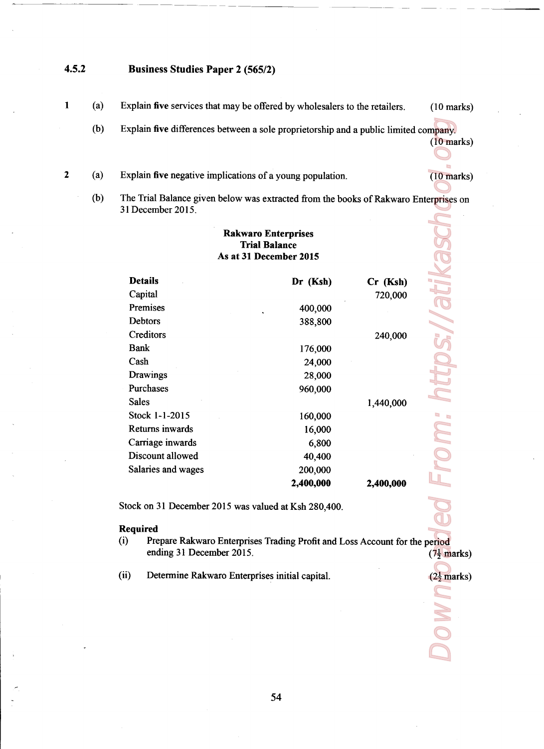## 4.5.2 Business Studies Paper 2 (565/2)

1 (a) Explain **five** services that may be offered by wholesalers to the retailers. (10 marks)

(b) Explain **five** differences between a sole proprietorship and a public limited company. (10 marks)

2 (a) Explain **five** negative implications of a young population. (10 marks)

(b) The Trial Balance given below was extracted from the books of Rakwaro Enterprises on 31 December 2015.

**Rakwaro Enterprises**
**Trial Balance**
**As at 31 December 2015**

| **Details** | **Dr (Ksh)** | **Cr (Ksh)** |
|---|---|---|
| Capital | | 720,000 |
| Premises | 400,000 | |
| Debtors | 388,800 | |
| Creditors | | 240,000 |
| Bank | 176,000 | |
| Cash | 24,000 | |
| Drawings | 28,000 | |
| Purchases | 960,000 | |
| Sales | | 1,440,000 |
| Stock 1-1-2015 | 160,000 | |
| Returns inwards | 16,000 | |
| Carriage inwards | 6,800 | |
| Discount allowed | 40,400 | |
| Salaries and wages | 200,000 | |
| | **2,400,000** | **2,400,000** |

Stock on 31 December 2015 was valued at Ksh 280,400.

**Required**

(i) Prepare Rakwaro Enterprises Trading Profit and Loss Account for the period ending 31 December 2015. ($7\frac{1}{2}$ marks)

(ii) Determine Rakwaro Enterprises initial capital. ($2\frac{1}{2}$ marks)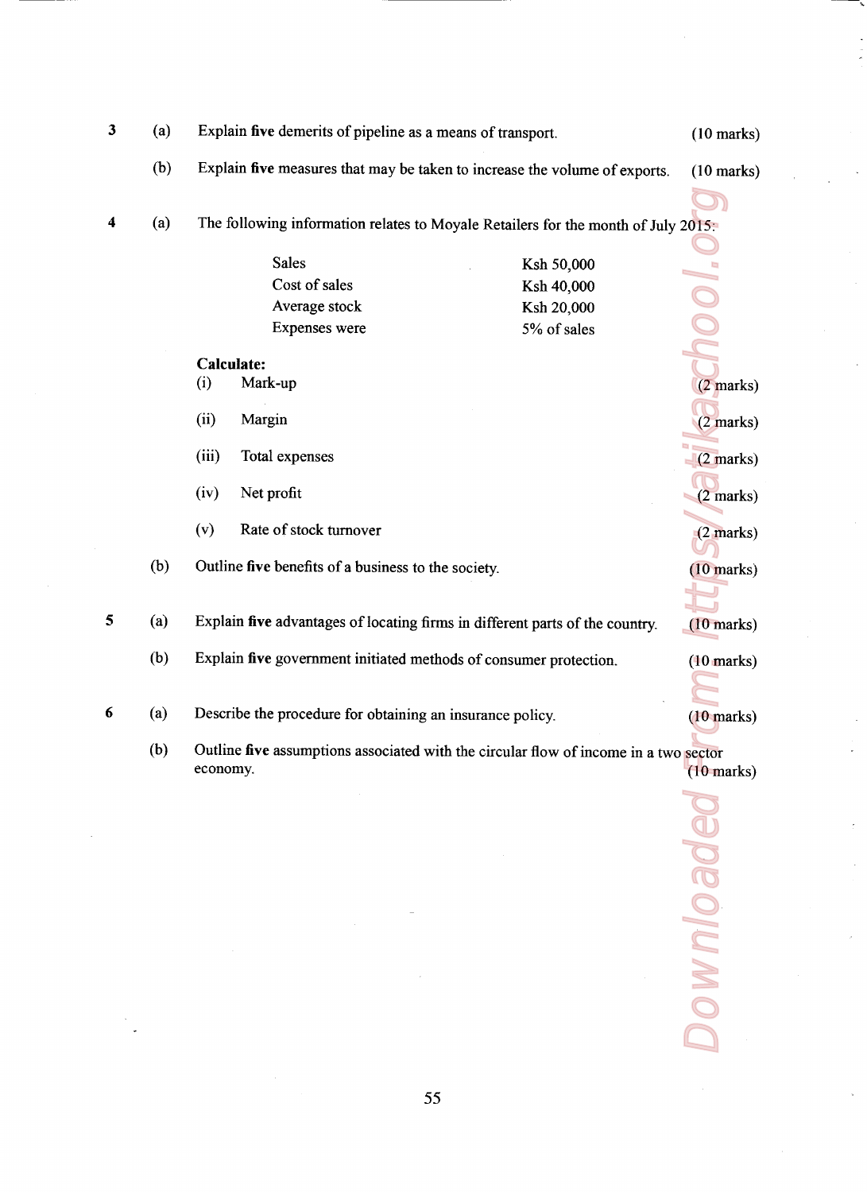3 (a) Explain **five** demerits of pipeline as a means of transport. (10 marks)

(b) Explain **five** measures that may be taken to increase the volume of exports. (10 marks)

4 (a) The following information relates to Moyale Retailers for the month of July 2015:

| | |
|---|---|
| Sales | Ksh 50,000 |
| Cost of sales | Ksh 40,000 |
| Average stock | Ksh 20,000 |
| Expenses were | 5% of sales |

**Calculate:**

(i) Mark-up (2 marks)

(ii) Margin (2 marks)

(iii) Total expenses (2 marks)

(iv) Net profit (2 marks)

(v) Rate of stock turnover (2 marks)

(b) Outline **five** benefits of a business to the society. (10 marks)

5 (a) Explain **five** advantages of locating firms in different parts of the country. (10 marks)

(b) Explain **five** government initiated methods of consumer protection. (10 marks)

6 (a) Describe the procedure for obtaining an insurance policy. (10 marks)

(b) Outline **five** assumptions associated with the circular flow of income in a two sector economy. (10 marks)